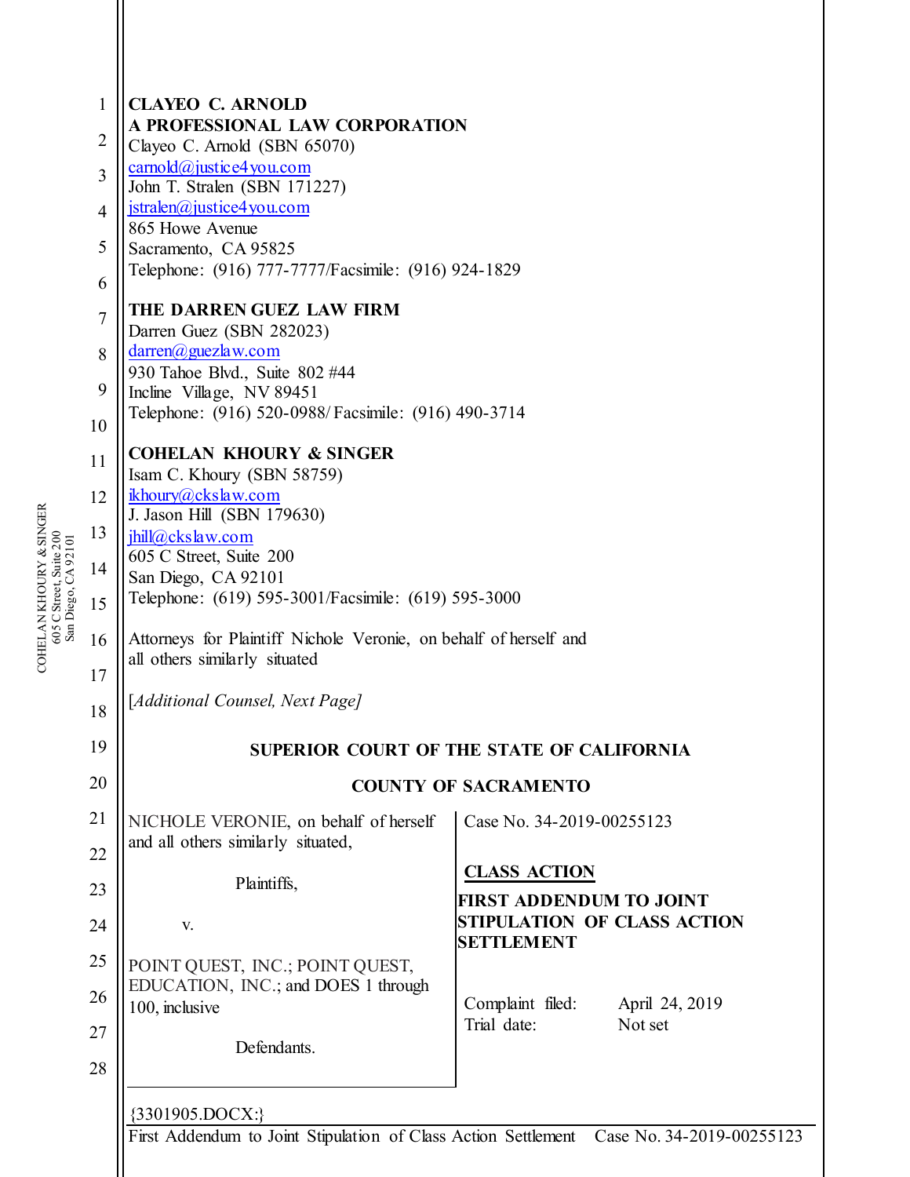**CLAYEO C. ARNOLD**
**A PROFESSIONAL LAW CORPORATION**
Clayeo C. Arnold (SBN 65070)
carnold@justice4you.com
John T. Stralen (SBN 171227)
jstralen@justice4you.com
865 Howe Avenue
Sacramento, CA 95825
Telephone: (916) 777-7777/Facsimile: (916) 924-1829

**THE DARREN GUEZ LAW FIRM**
Darren Guez (SBN 282023)
darren@guezlaw.com
930 Tahoe Blvd., Suite 802 #44
Incline Village, NV 89451
Telephone: (916) 520-0988/ Facsimile: (916) 490-3714

**COHELAN KHOURY & SINGER**
Isam C. Khoury (SBN 58759)
ikhoury@ckslaw.com
J. Jason Hill (SBN 179630)
jhill@ckslaw.com
605 C Street, Suite 200
San Diego, CA 92101
Telephone: (619) 595-3001/Facsimile: (619) 595-3000

Attorneys for Plaintiff Nichole Veronie, on behalf of herself and all others similarly situated

[*Additional Counsel, Next Page]*

**SUPERIOR COURT OF THE STATE OF CALIFORNIA**

**COUNTY OF SACRAMENTO**

| | |
|---|---|
| NICHOLE VERONIE, on behalf of herself and all others similarly situated,<br><br>Plaintiffs,<br><br>v.<br><br>POINT QUEST, INC.; POINT QUEST, EDUCATION, INC.; and DOES 1 through 100, inclusive<br><br>Defendants. | Case No. 34-2019-00255123<br><br>**CLASS ACTION**<br><br>**FIRST ADDENDUM TO JOINT STIPULATION OF CLASS ACTION SETTLEMENT**<br><br>Complaint filed: April 24, 2019<br>Trial date: Not set |

{3301905.DOCX:}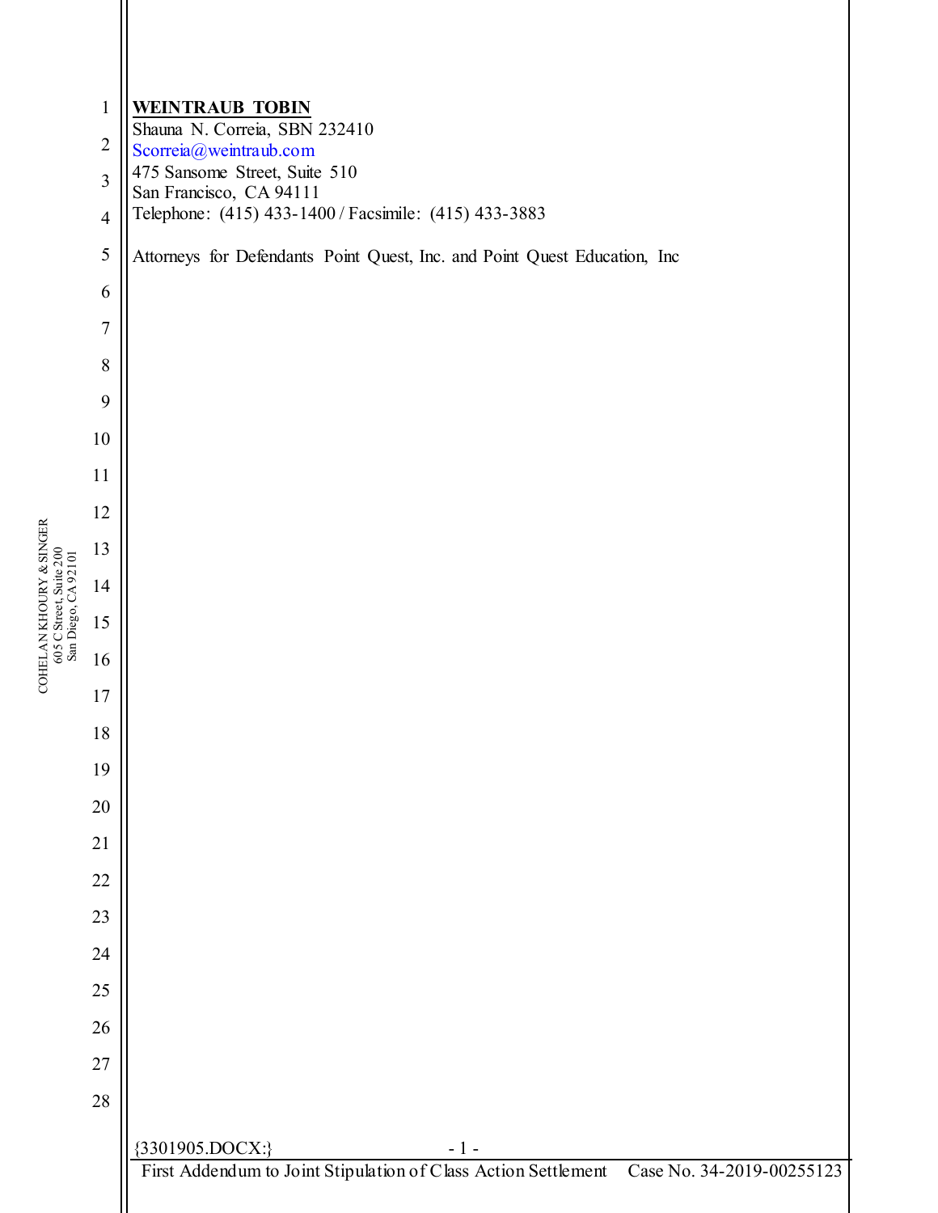**WEINTRAUB TOBIN**
Shauna N. Correia, SBN 232410
Scorreia@weintraub.com
475 Sansome Street, Suite 510
San Francisco, CA 94111
Telephone: (415) 433-1400 / Facsimile: (415) 433-3883

Attorneys for Defendants Point Quest, Inc. and Point Quest Education, Inc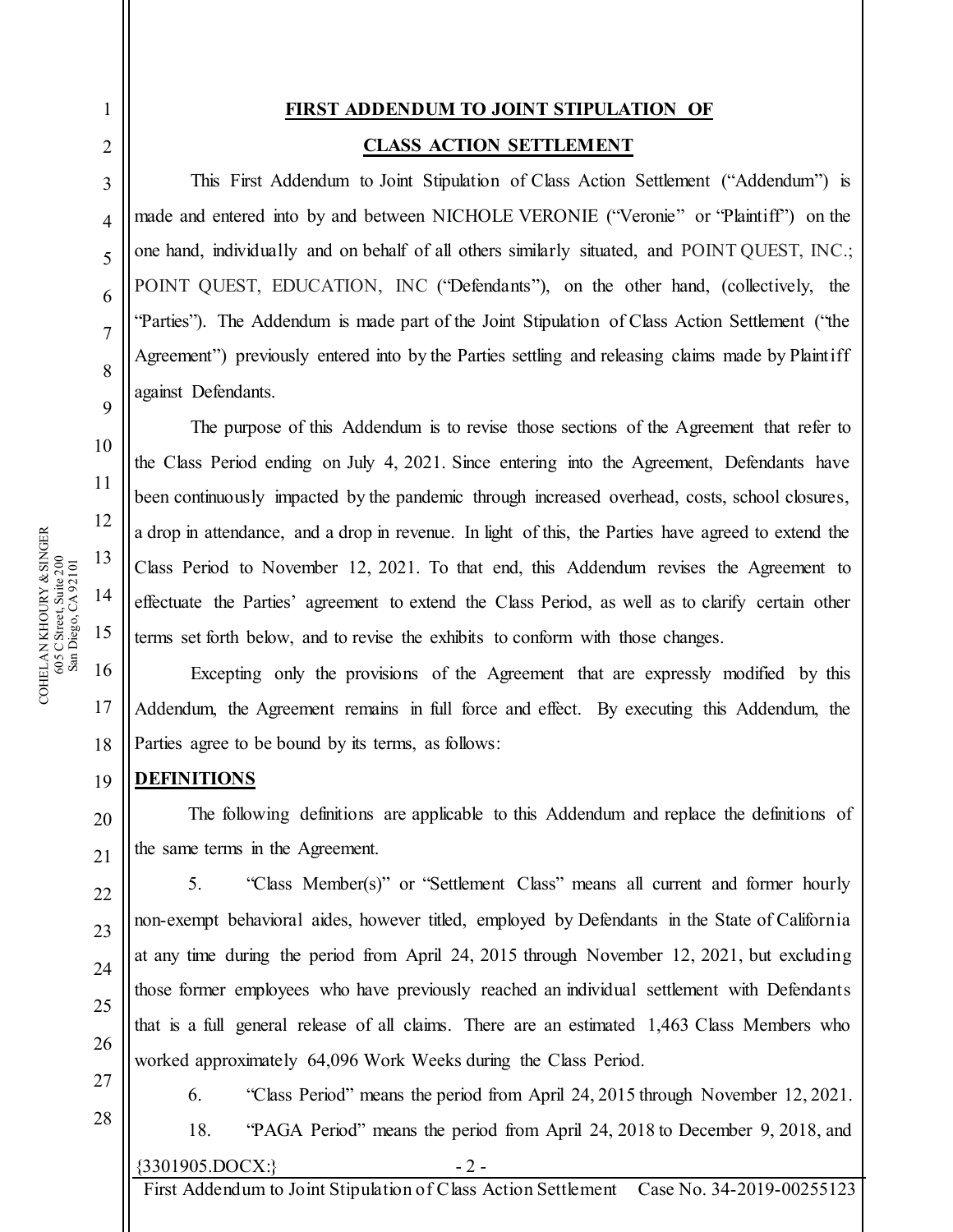**FIRST ADDENDUM TO JOINT STIPULATION OF**

**CLASS ACTION SETTLEMENT**

This First Addendum to Joint Stipulation of Class Action Settlement ("Addendum") is made and entered into by and between NICHOLE VERONIE ("Veronie" or "Plaintiff") on the one hand, individually and on behalf of all others similarly situated, and POINT QUEST, INC.; POINT QUEST, EDUCATION, INC ("Defendants"), on the other hand, (collectively, the "Parties"). The Addendum is made part of the Joint Stipulation of Class Action Settlement ("the Agreement") previously entered into by the Parties settling and releasing claims made by Plaintiff against Defendants.

The purpose of this Addendum is to revise those sections of the Agreement that refer to the Class Period ending on July 4, 2021. Since entering into the Agreement, Defendants have been continuously impacted by the pandemic through increased overhead, costs, school closures, a drop in attendance, and a drop in revenue. In light of this, the Parties have agreed to extend the Class Period to November 12, 2021. To that end, this Addendum revises the Agreement to effectuate the Parties' agreement to extend the Class Period, as well as to clarify certain other terms set forth below, and to revise the exhibits to conform with those changes.

Excepting only the provisions of the Agreement that are expressly modified by this Addendum, the Agreement remains in full force and effect. By executing this Addendum, the Parties agree to be bound by its terms, as follows:

**DEFINITIONS**

The following definitions are applicable to this Addendum and replace the definitions of the same terms in the Agreement.

5. "Class Member(s)" or "Settlement Class" means all current and former hourly non-exempt behavioral aides, however titled, employed by Defendants in the State of California at any time during the period from April 24, 2015 through November 12, 2021, but excluding those former employees who have previously reached an individual settlement with Defendants that is a full general release of all claims. There are an estimated 1,463 Class Members who worked approximately 64,096 Work Weeks during the Class Period.

6. "Class Period" means the period from April 24, 2015 through November 12, 2021.

18. "PAGA Period" means the period from April 24, 2018 to December 9, 2018, and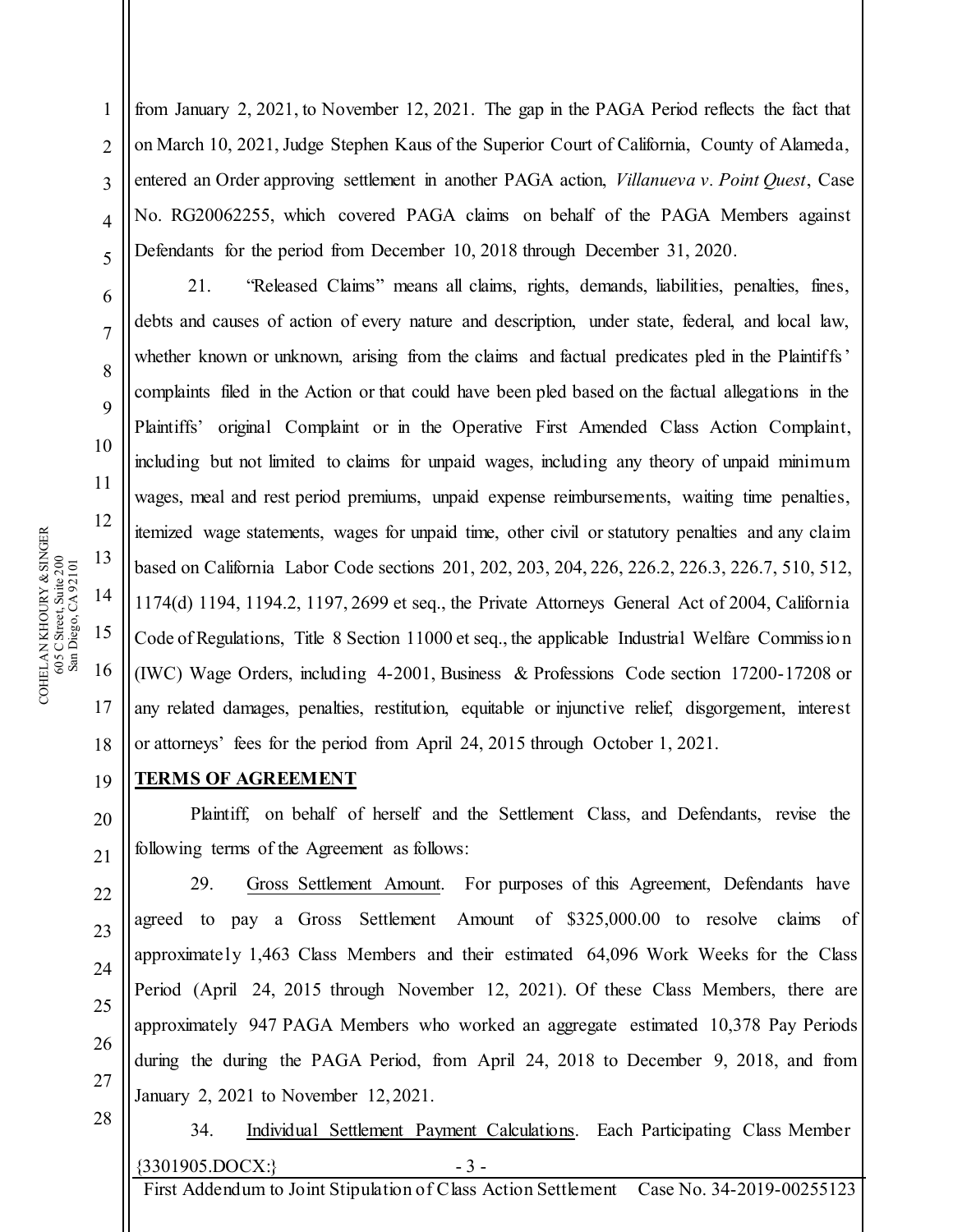from January 2, 2021, to November 12, 2021. The gap in the PAGA Period reflects the fact that on March 10, 2021, Judge Stephen Kaus of the Superior Court of California, County of Alameda, entered an Order approving settlement in another PAGA action, *Villanueva v. Point Quest*, Case No. RG20062255, which covered PAGA claims on behalf of the PAGA Members against Defendants for the period from December 10, 2018 through December 31, 2020.

21. "Released Claims" means all claims, rights, demands, liabilities, penalties, fines, debts and causes of action of every nature and description, under state, federal, and local law, whether known or unknown, arising from the claims and factual predicates pled in the Plaintiffs' complaints filed in the Action or that could have been pled based on the factual allegations in the Plaintiffs' original Complaint or in the Operative First Amended Class Action Complaint, including but not limited to claims for unpaid wages, including any theory of unpaid minimum wages, meal and rest period premiums, unpaid expense reimbursements, waiting time penalties, itemized wage statements, wages for unpaid time, other civil or statutory penalties and any claim based on California Labor Code sections 201, 202, 203, 204, 226, 226.2, 226.3, 226.7, 510, 512, 1174(d) 1194, 1194.2, 1197, 2699 et seq., the Private Attorneys General Act of 2004, California Code of Regulations, Title 8 Section 11000 et seq., the applicable Industrial Welfare Commission (IWC) Wage Orders, including 4-2001, Business & Professions Code section 17200-17208 or any related damages, penalties, restitution, equitable or injunctive relief, disgorgement, interest or attorneys' fees for the period from April 24, 2015 through October 1, 2021.

**TERMS OF AGREEMENT**

Plaintiff, on behalf of herself and the Settlement Class, and Defendants, revise the following terms of the Agreement as follows:

29. Gross Settlement Amount. For purposes of this Agreement, Defendants have agreed to pay a Gross Settlement Amount of $325,000.00 to resolve claims of approximately 1,463 Class Members and their estimated 64,096 Work Weeks for the Class Period (April 24, 2015 through November 12, 2021). Of these Class Members, there are approximately 947 PAGA Members who worked an aggregate estimated 10,378 Pay Periods during the during the PAGA Period, from April 24, 2018 to December 9, 2018, and from January 2, 2021 to November 12, 2021.

34. Individual Settlement Payment Calculations. Each Participating Class Member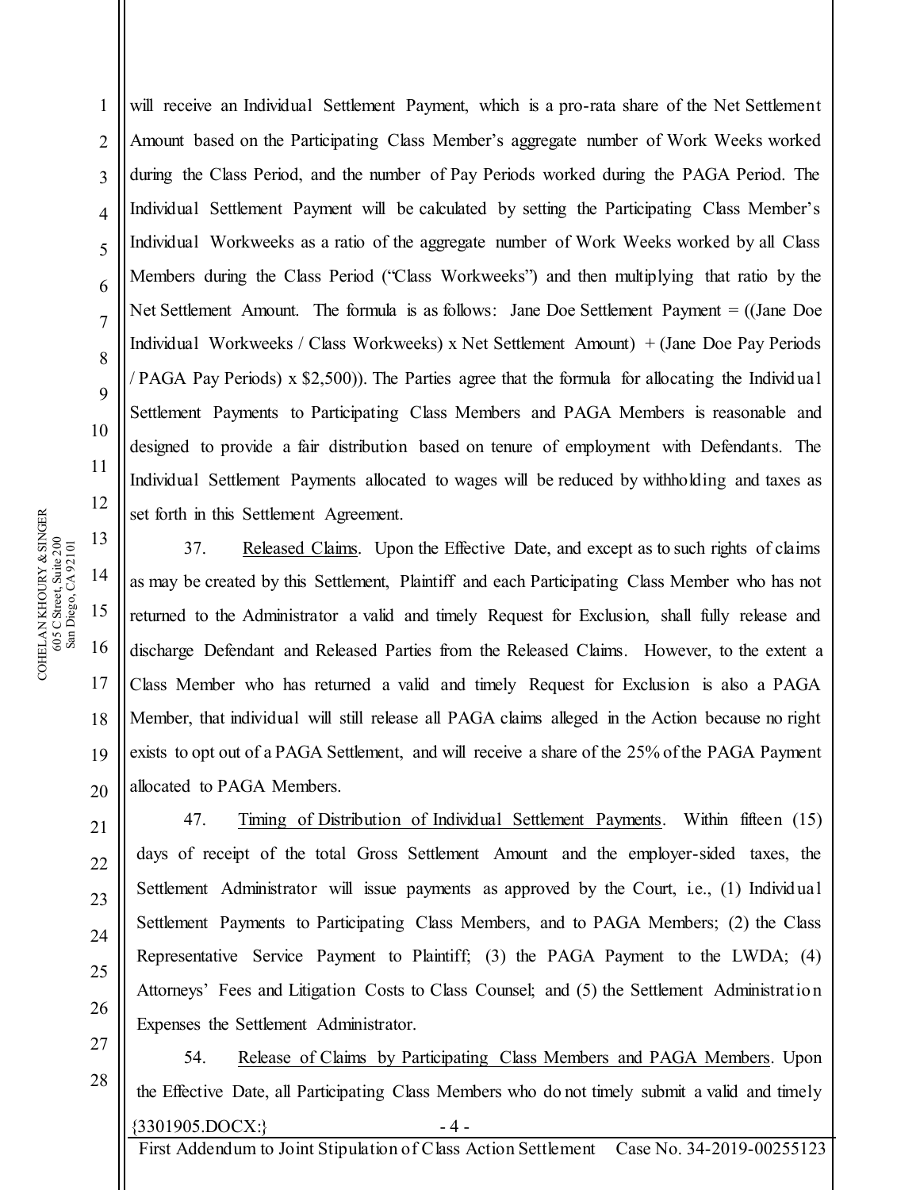will receive an Individual Settlement Payment, which is a pro-rata share of the Net Settlement Amount based on the Participating Class Member's aggregate number of Work Weeks worked during the Class Period, and the number of Pay Periods worked during the PAGA Period. The Individual Settlement Payment will be calculated by setting the Participating Class Member's Individual Workweeks as a ratio of the aggregate number of Work Weeks worked by all Class Members during the Class Period ("Class Workweeks") and then multiplying that ratio by the Net Settlement Amount. The formula is as follows: Jane Doe Settlement Payment = ((Jane Doe Individual Workweeks / Class Workweeks) x Net Settlement Amount) + (Jane Doe Pay Periods / PAGA Pay Periods) x $2,500)). The Parties agree that the formula for allocating the Individual Settlement Payments to Participating Class Members and PAGA Members is reasonable and designed to provide a fair distribution based on tenure of employment with Defendants. The Individual Settlement Payments allocated to wages will be reduced by withholding and taxes as set forth in this Settlement Agreement.

37. Released Claims. Upon the Effective Date, and except as to such rights of claims as may be created by this Settlement, Plaintiff and each Participating Class Member who has not returned to the Administrator a valid and timely Request for Exclusion, shall fully release and discharge Defendant and Released Parties from the Released Claims. However, to the extent a Class Member who has returned a valid and timely Request for Exclusion is also a PAGA Member, that individual will still release all PAGA claims alleged in the Action because no right exists to opt out of a PAGA Settlement, and will receive a share of the 25% of the PAGA Payment allocated to PAGA Members.

47. Timing of Distribution of Individual Settlement Payments. Within fifteen (15) days of receipt of the total Gross Settlement Amount and the employer-sided taxes, the Settlement Administrator will issue payments as approved by the Court, i.e., (1) Individual Settlement Payments to Participating Class Members, and to PAGA Members; (2) the Class Representative Service Payment to Plaintiff; (3) the PAGA Payment to the LWDA; (4) Attorneys' Fees and Litigation Costs to Class Counsel; and (5) the Settlement Administration Expenses the Settlement Administrator.

54. Release of Claims by Participating Class Members and PAGA Members. Upon the Effective Date, all Participating Class Members who do not timely submit a valid and timely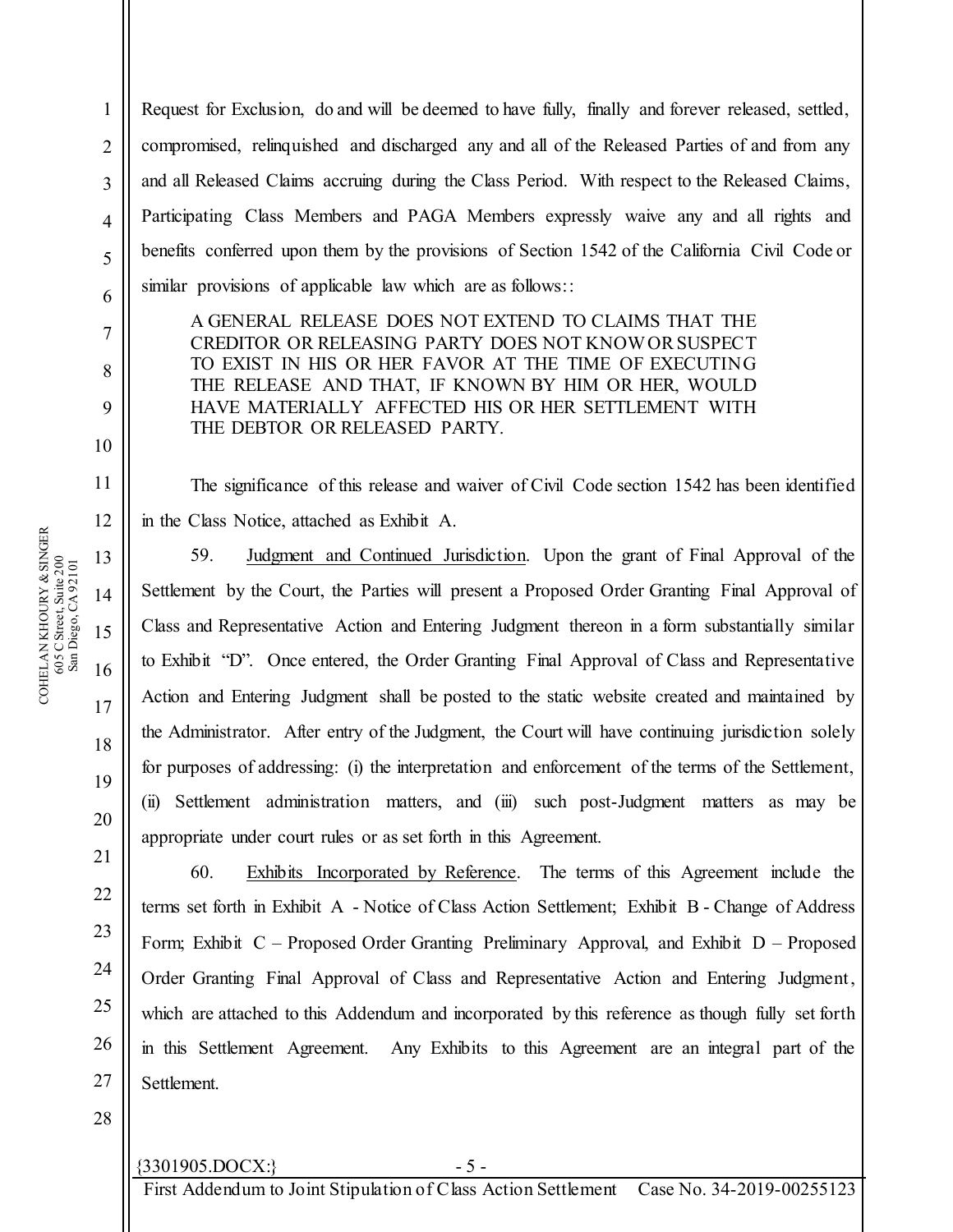Request for Exclusion, do and will be deemed to have fully, finally and forever released, settled, compromised, relinquished and discharged any and all of the Released Parties of and from any and all Released Claims accruing during the Class Period. With respect to the Released Claims, Participating Class Members and PAGA Members expressly waive any and all rights and benefits conferred upon them by the provisions of Section 1542 of the California Civil Code or similar provisions of applicable law which are as follows::

> A GENERAL RELEASE DOES NOT EXTEND TO CLAIMS THAT THE CREDITOR OR RELEASING PARTY DOES NOT KNOW OR SUSPECT TO EXIST IN HIS OR HER FAVOR AT THE TIME OF EXECUTING THE RELEASE AND THAT, IF KNOWN BY HIM OR HER, WOULD HAVE MATERIALLY AFFECTED HIS OR HER SETTLEMENT WITH THE DEBTOR OR RELEASED PARTY.

The significance of this release and waiver of Civil Code section 1542 has been identified in the Class Notice, attached as Exhibit A.

59. Judgment and Continued Jurisdiction. Upon the grant of Final Approval of the Settlement by the Court, the Parties will present a Proposed Order Granting Final Approval of Class and Representative Action and Entering Judgment thereon in a form substantially similar to Exhibit "D". Once entered, the Order Granting Final Approval of Class and Representative Action and Entering Judgment shall be posted to the static website created and maintained by the Administrator. After entry of the Judgment, the Court will have continuing jurisdiction solely for purposes of addressing: (i) the interpretation and enforcement of the terms of the Settlement, (ii) Settlement administration matters, and (iii) such post-Judgment matters as may be appropriate under court rules or as set forth in this Agreement.

60. Exhibits Incorporated by Reference. The terms of this Agreement include the terms set forth in Exhibit A - Notice of Class Action Settlement; Exhibit B - Change of Address Form; Exhibit C – Proposed Order Granting Preliminary Approval, and Exhibit D – Proposed Order Granting Final Approval of Class and Representative Action and Entering Judgment, which are attached to this Addendum and incorporated by this reference as though fully set forth in this Settlement Agreement. Any Exhibits to this Agreement are an integral part of the Settlement.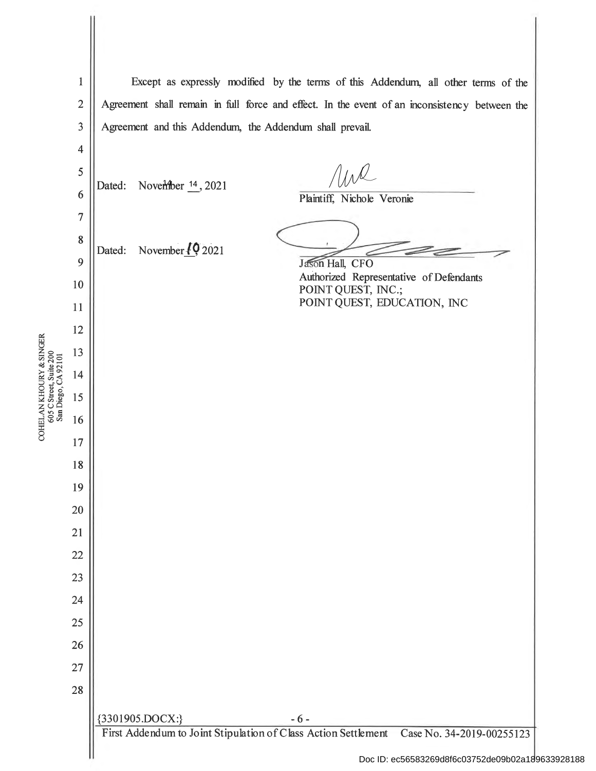Except as expressly modified by the terms of this Addendum, all other terms of the Agreement shall remain in full force and effect. In the event of an inconsistency between the Agreement and this Addendum, the Addendum shall prevail.

Dated: November 14, 2021

Plaintiff, Nichole Veronie

Dated: November 10, 2021

Jason Hall, CFO
Authorized Representative of Defendants
POINT QUEST, INC.;
POINT QUEST, EDUCATION, INC

COHELAN KHOURY & SINGER
605 C Street, Suite 200
San Diego, CA 92101

{3301905.DOCX:}

First Addendum to Joint Stipulation of Class Action Settlement Case No. 34-2019-00255123

Doc ID: ec56583269d8f6c03752de09b02a189633928188